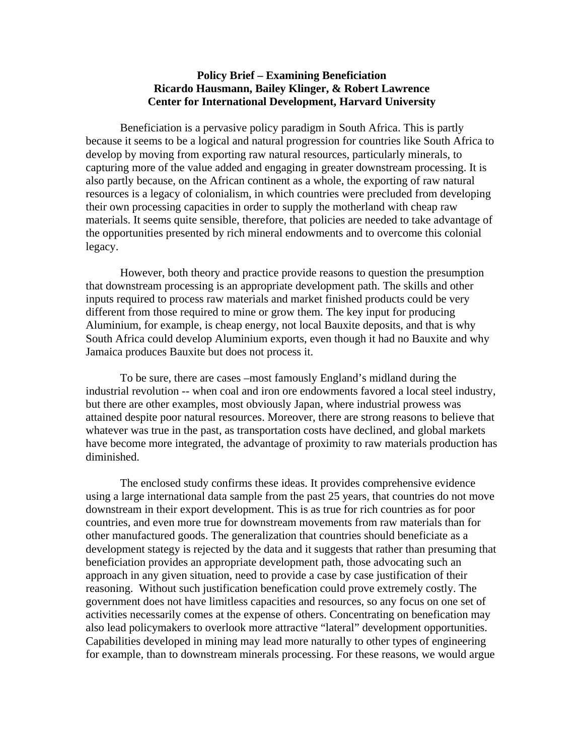**Policy Brief – Examining Beneficiation**
**Ricardo Hausmann, Bailey Klinger, & Robert Lawrence**
**Center for International Development, Harvard University**

Beneficiation is a pervasive policy paradigm in South Africa. This is partly because it seems to be a logical and natural progression for countries like South Africa to develop by moving from exporting raw natural resources, particularly minerals, to capturing more of the value added and engaging in greater downstream processing. It is also partly because, on the African continent as a whole, the exporting of raw natural resources is a legacy of colonialism, in which countries were precluded from developing their own processing capacities in order to supply the motherland with cheap raw materials. It seems quite sensible, therefore, that policies are needed to take advantage of the opportunities presented by rich mineral endowments and to overcome this colonial legacy.

However, both theory and practice provide reasons to question the presumption that downstream processing is an appropriate development path. The skills and other inputs required to process raw materials and market finished products could be very different from those required to mine or grow them. The key input for producing Aluminium, for example, is cheap energy, not local Bauxite deposits, and that is why South Africa could develop Aluminium exports, even though it had no Bauxite and why Jamaica produces Bauxite but does not process it.

To be sure, there are cases –most famously England's midland during the industrial revolution -- when coal and iron ore endowments favored a local steel industry, but there are other examples, most obviously Japan, where industrial prowess was attained despite poor natural resources. Moreover, there are strong reasons to believe that whatever was true in the past, as transportation costs have declined, and global markets have become more integrated, the advantage of proximity to raw materials production has diminished.

The enclosed study confirms these ideas. It provides comprehensive evidence using a large international data sample from the past 25 years, that countries do not move downstream in their export development. This is as true for rich countries as for poor countries, and even more true for downstream movements from raw materials than for other manufactured goods. The generalization that countries should beneficiate as a development stategy is rejected by the data and it suggests that rather than presuming that beneficiation provides an appropriate development path, those advocating such an approach in any given situation, need to provide a case by case justification of their reasoning. Without such justification benefication could prove extremely costly. The government does not have limitless capacities and resources, so any focus on one set of activities necessarily comes at the expense of others. Concentrating on benefication may also lead policymakers to overlook more attractive "lateral" development opportunities. Capabilities developed in mining may lead more naturally to other types of engineering for example, than to downstream minerals processing. For these reasons, we would argue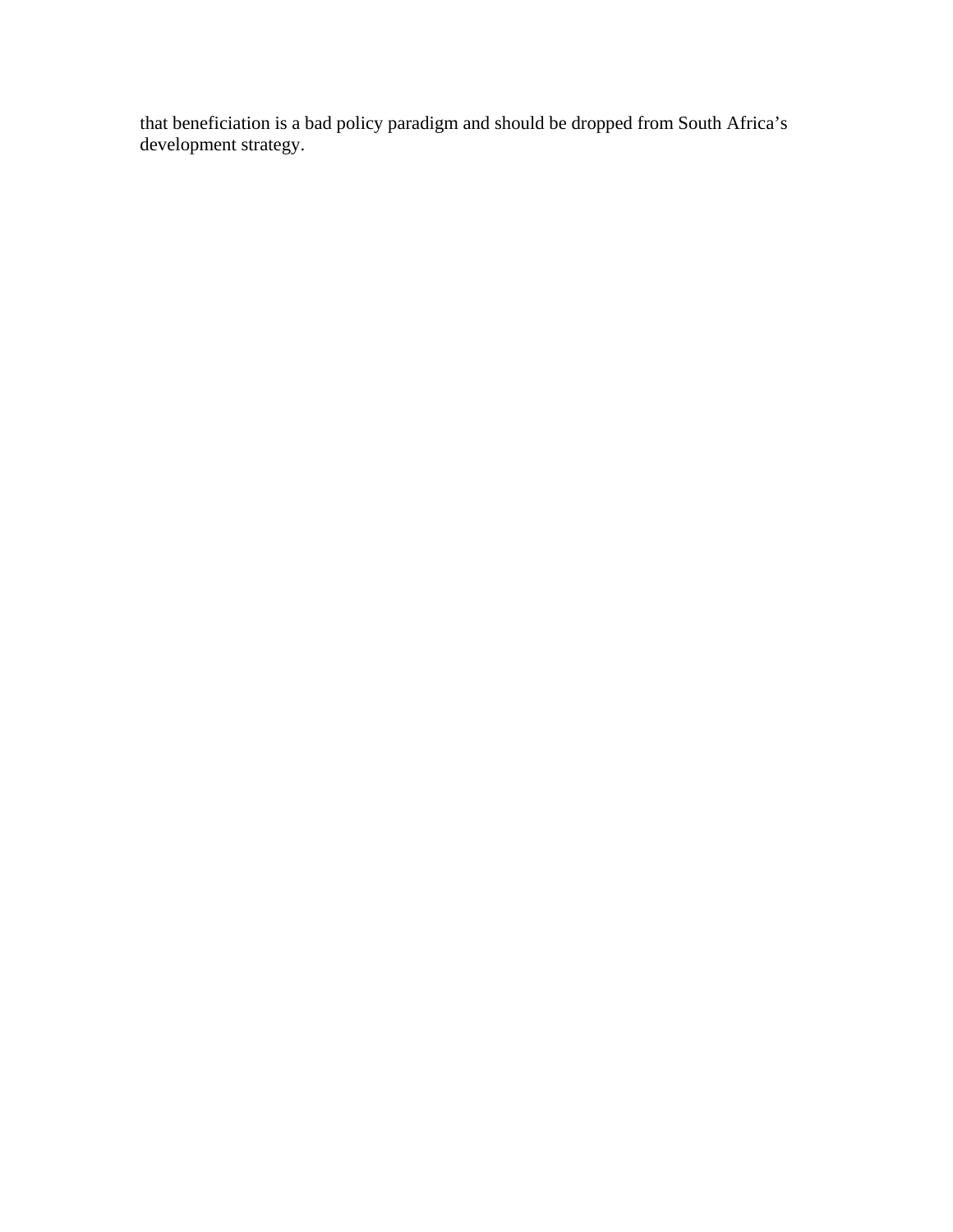that beneficiation is a bad policy paradigm and should be dropped from South Africa's development strategy.